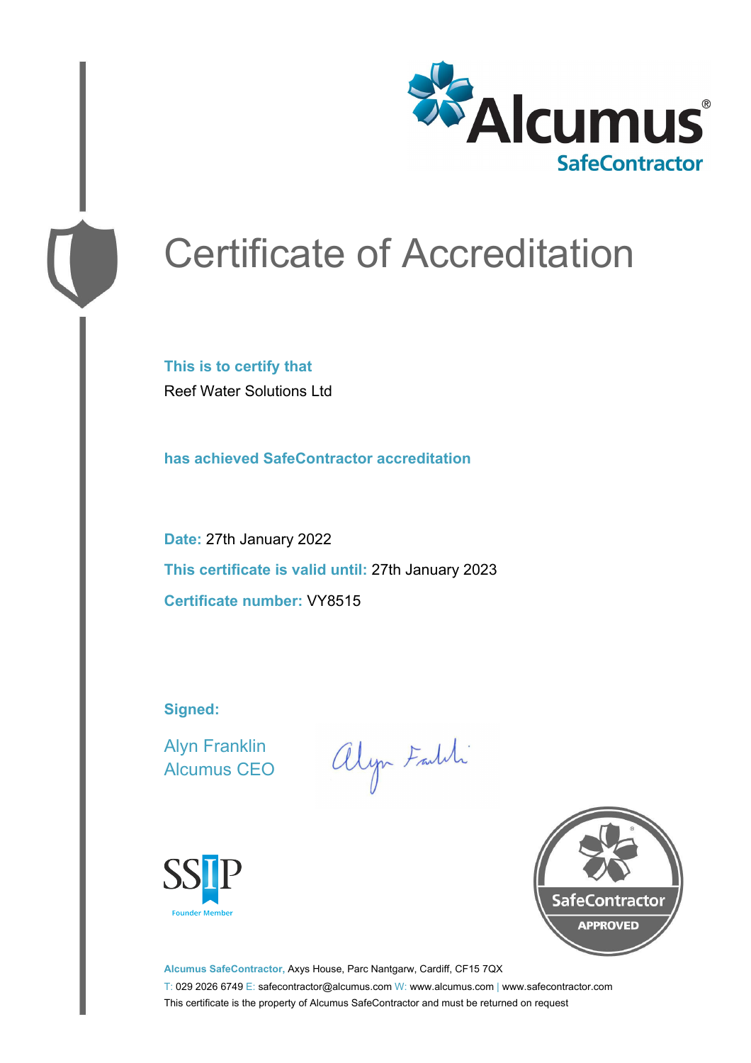Alcumus® SafeContractor

# Certificate of Accreditation

**This is to certify that**

Reef Water Solutions Ltd

**has achieved SafeContractor accreditation**

**Date:** 27th January 2022

**This certificate is valid until:** 27th January 2023

**Certificate number:** VY8515

**Signed:**

Alyn Franklin
Alcumus CEO

SSIP Founder Member

SafeContractor APPROVED

**Alcumus SafeContractor,** Axys House, Parc Nantgarw, Cardiff, CF15 7QX

T: 029 2026 6749 E: safecontractor@alcumus.com W: www.alcumus.com | www.safecontractor.com

This certificate is the property of Alcumus SafeContractor and must be returned on request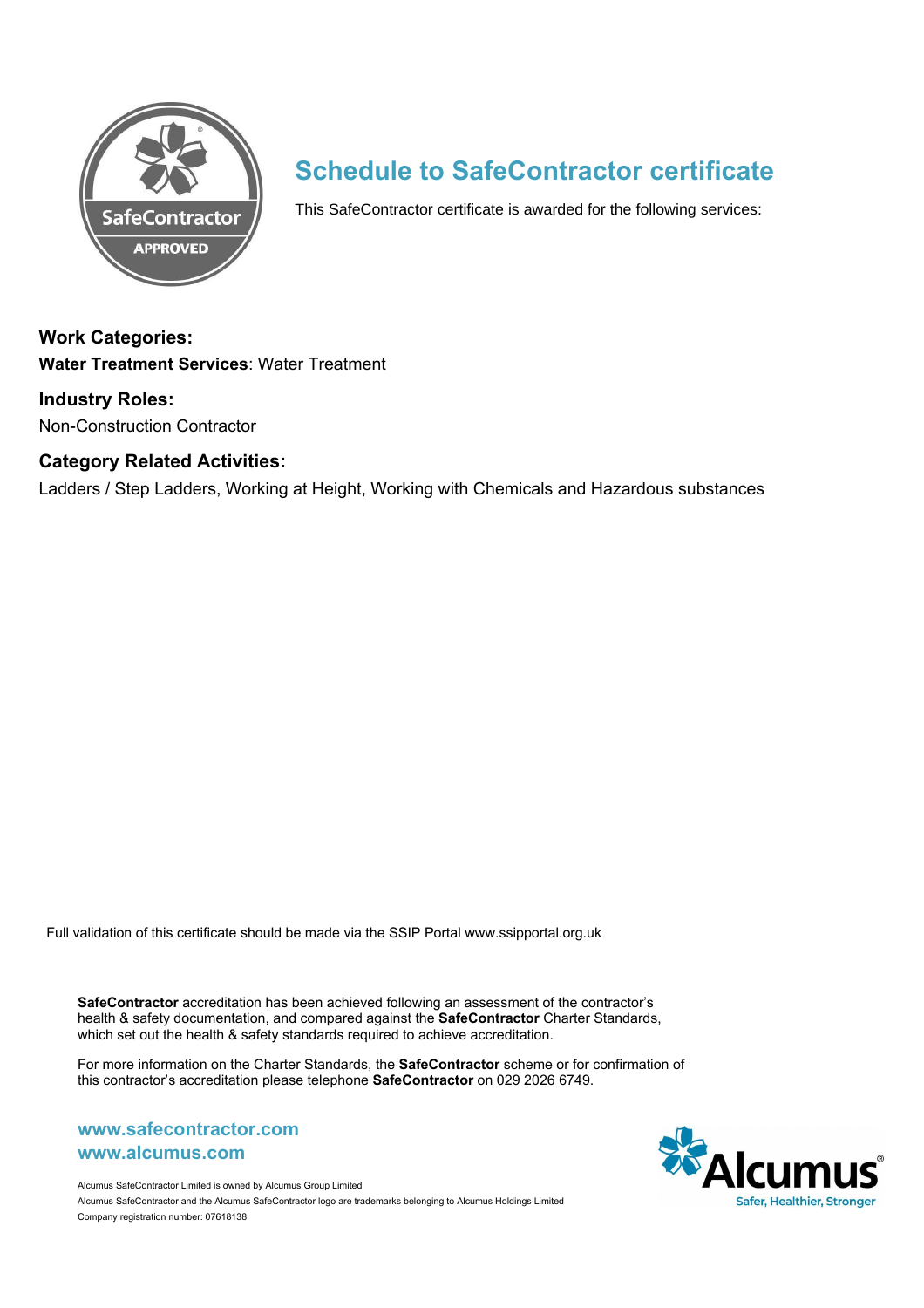# Schedule to SafeContractor certificate

This SafeContractor certificate is awarded for the following services:

### Work Categories:

**Water Treatment Services**: Water Treatment

### Industry Roles:

Non-Construction Contractor

### Category Related Activities:

Ladders / Step Ladders, Working at Height, Working with Chemicals and Hazardous substances

Full validation of this certificate should be made via the SSIP Portal www.ssipportal.org.uk

**SafeContractor** accreditation has been achieved following an assessment of the contractor's health & safety documentation, and compared against the **SafeContractor** Charter Standards, which set out the health & safety standards required to achieve accreditation.

For more information on the Charter Standards, the **SafeContractor** scheme or for confirmation of this contractor's accreditation please telephone **SafeContractor** on 029 2026 6749.

**www.safecontractor.com**
**www.alcumus.com**

Alcumus SafeContractor Limited is owned by Alcumus Group Limited
Alcumus SafeContractor and the Alcumus SafeContractor logo are trademarks belonging to Alcumus Holdings Limited
Company registration number: 07618138

Alcumus
Safer, Healthier, Stronger